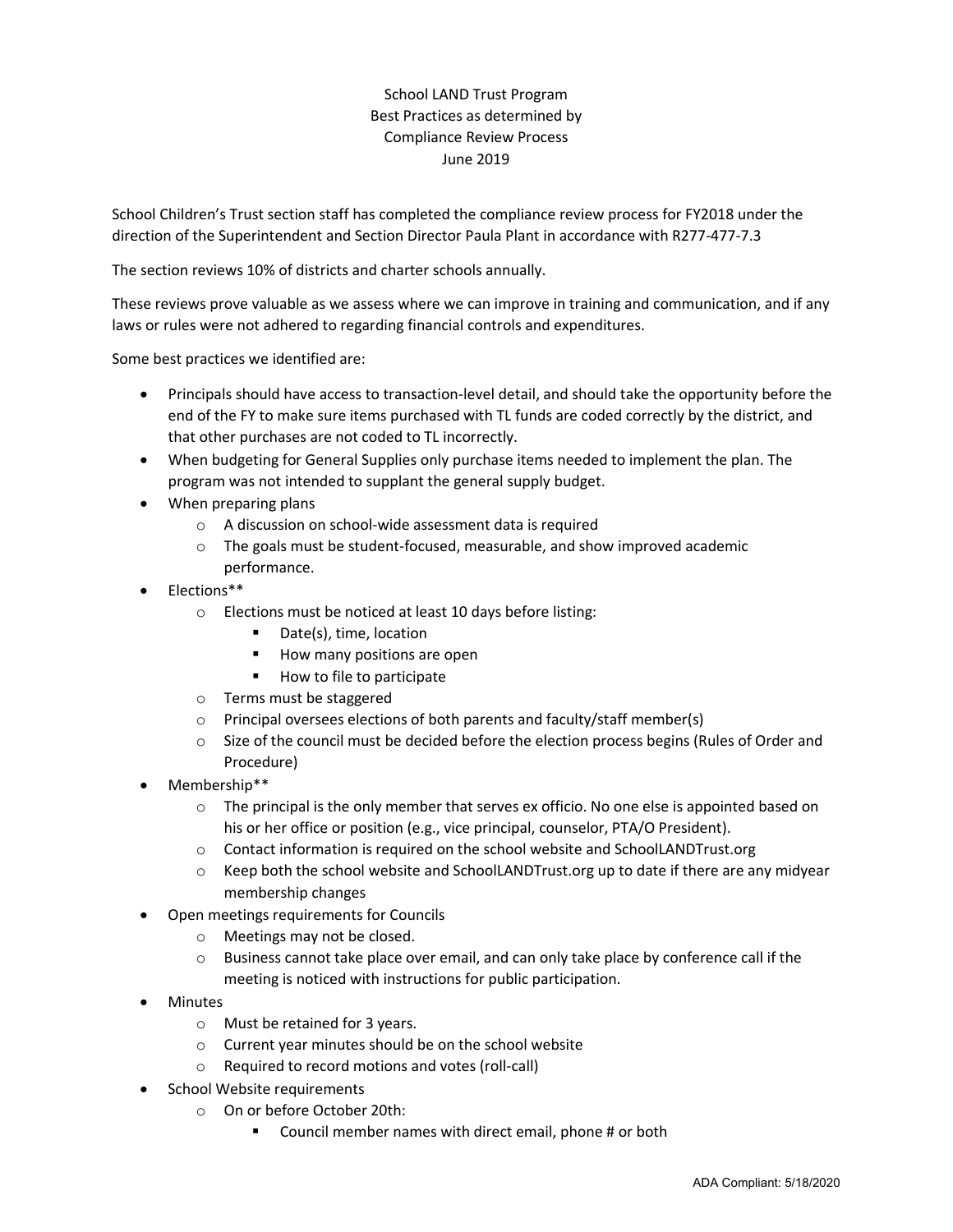# School LAND Trust Program
## Best Practices as determined by Compliance Review Process
### June 2019

School Children's Trust section staff has completed the compliance review process for FY2018 under the direction of the Superintendent and Section Director Paula Plant in accordance with R277-477-7.3

The section reviews 10% of districts and charter schools annually.

These reviews prove valuable as we assess where we can improve in training and communication, and if any laws or rules were not adhered to regarding financial controls and expenditures.

Some best practices we identified are:

- Principals should have access to transaction-level detail, and should take the opportunity before the end of the FY to make sure items purchased with TL funds are coded correctly by the district, and that other purchases are not coded to TL incorrectly.
- When budgeting for General Supplies only purchase items needed to implement the plan. The program was not intended to supplant the general supply budget.
- When preparing plans
  - A discussion on school-wide assessment data is required
  - The goals must be student-focused, measurable, and show improved academic performance.
- Elections**
  - Elections must be noticed at least 10 days before listing:
    - Date(s), time, location
    - How many positions are open
    - How to file to participate
  - Terms must be staggered
  - Principal oversees elections of both parents and faculty/staff member(s)
  - Size of the council must be decided before the election process begins (Rules of Order and Procedure)
- Membership**
  - The principal is the only member that serves ex officio. No one else is appointed based on his or her office or position (e.g., vice principal, counselor, PTA/O President).
  - Contact information is required on the school website and SchoolLANDTrust.org
  - Keep both the school website and SchoolLANDTrust.org up to date if there are any midyear membership changes
- Open meetings requirements for Councils
  - Meetings may not be closed.
  - Business cannot take place over email, and can only take place by conference call if the meeting is noticed with instructions for public participation.
- Minutes
  - Must be retained for 3 years.
  - Current year minutes should be on the school website
  - Required to record motions and votes (roll-call)
- School Website requirements
  - On or before October 20th:
    - Council member names with direct email, phone # or both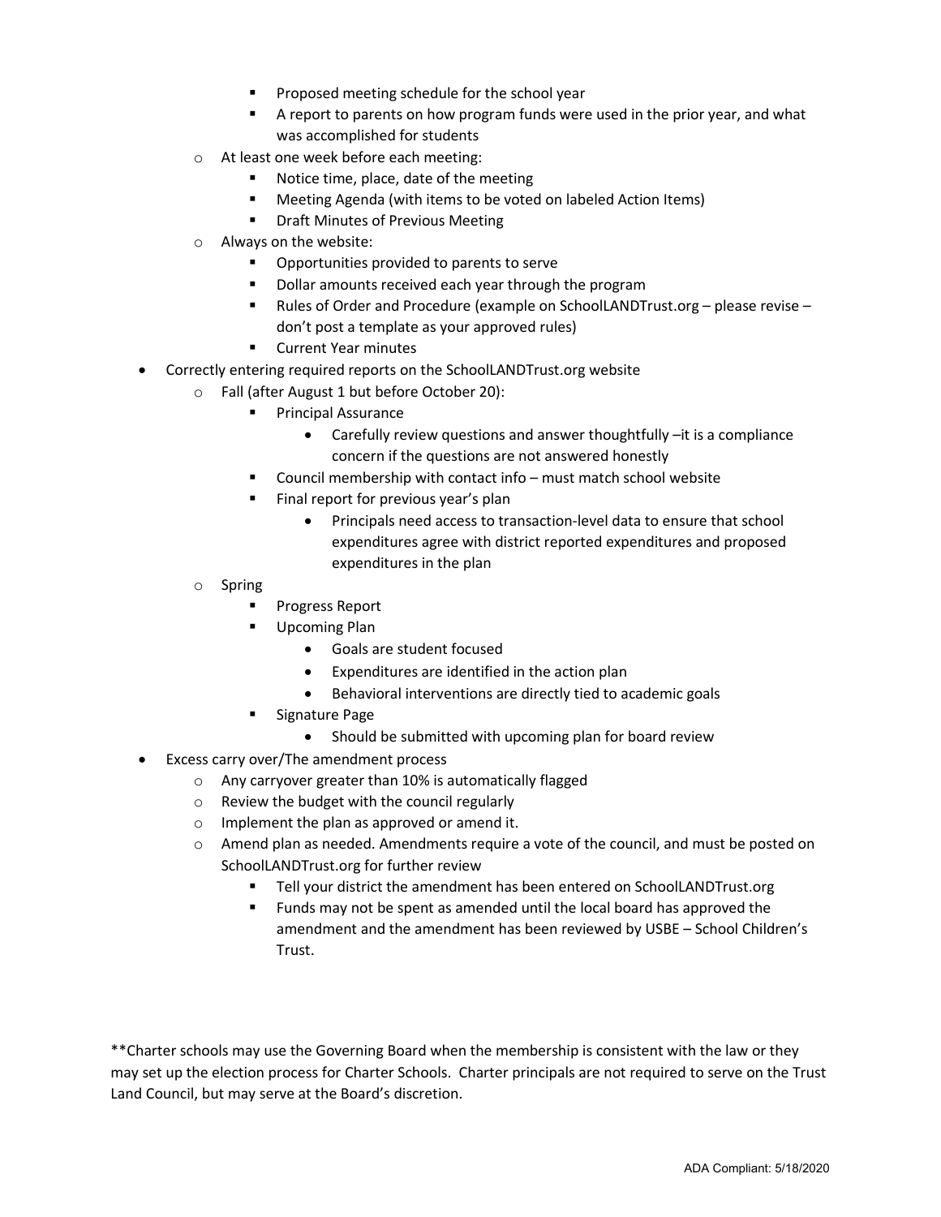- Proposed meeting schedule for the school year
        - A report to parents on how program funds were used in the prior year, and what was accomplished for students
    - At least one week before each meeting:
        - Notice time, place, date of the meeting
        - Meeting Agenda (with items to be voted on labeled Action Items)
        - Draft Minutes of Previous Meeting
    - Always on the website:
        - Opportunities provided to parents to serve
        - Dollar amounts received each year through the program
        - Rules of Order and Procedure (example on SchoolLANDTrust.org – please revise – don't post a template as your approved rules)
        - Current Year minutes
- Correctly entering required reports on the SchoolLANDTrust.org website
    - Fall (after August 1 but before October 20):
        - Principal Assurance
            - Carefully review questions and answer thoughtfully –it is a compliance concern if the questions are not answered honestly
        - Council membership with contact info – must match school website
        - Final report for previous year's plan
            - Principals need access to transaction-level data to ensure that school expenditures agree with district reported expenditures and proposed expenditures in the plan
    - Spring
        - Progress Report
        - Upcoming Plan
            - Goals are student focused
            - Expenditures are identified in the action plan
            - Behavioral interventions are directly tied to academic goals
        - Signature Page
            - Should be submitted with upcoming plan for board review
- Excess carry over/The amendment process
    - Any carryover greater than 10% is automatically flagged
    - Review the budget with the council regularly
    - Implement the plan as approved or amend it.
    - Amend plan as needed. Amendments require a vote of the council, and must be posted on SchoolLANDTrust.org for further review
        - Tell your district the amendment has been entered on SchoolLANDTrust.org
        - Funds may not be spent as amended until the local board has approved the amendment and the amendment has been reviewed by USBE – School Children's Trust.

**Charter schools may use the Governing Board when the membership is consistent with the law or they may set up the election process for Charter Schools. Charter principals are not required to serve on the Trust Land Council, but may serve at the Board's discretion.

ADA Compliant: 5/18/2020